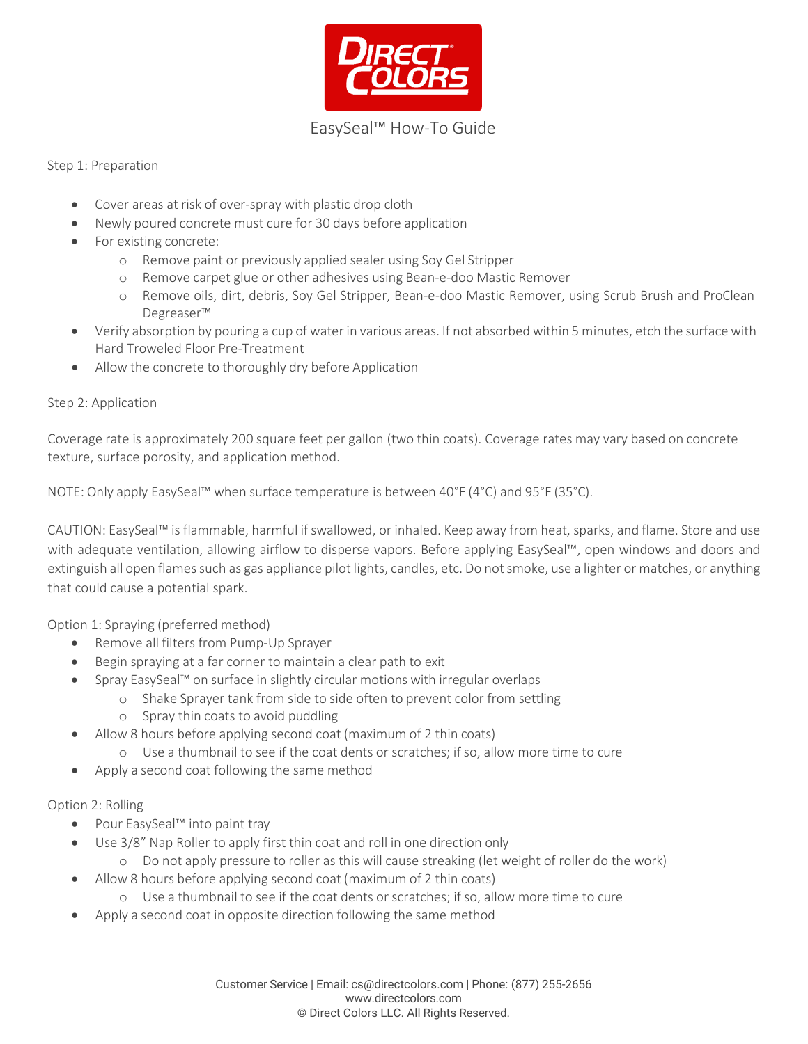# EasySeal™ How-To Guide

## Step 1: Preparation

- Cover areas at risk of over-spray with plastic drop cloth
- Newly poured concrete must cure for 30 days before application
- For existing concrete:
  - Remove paint or previously applied sealer using Soy Gel Stripper
  - Remove carpet glue or other adhesives using Bean-e-doo Mastic Remover
  - Remove oils, dirt, debris, Soy Gel Stripper, Bean-e-doo Mastic Remover, using Scrub Brush and ProClean Degreaser™
- Verify absorption by pouring a cup of water in various areas. If not absorbed within 5 minutes, etch the surface with Hard Troweled Floor Pre-Treatment
- Allow the concrete to thoroughly dry before Application

## Step 2: Application

Coverage rate is approximately 200 square feet per gallon (two thin coats). Coverage rates may vary based on concrete texture, surface porosity, and application method.

NOTE: Only apply EasySeal™ when surface temperature is between 40°F (4°C) and 95°F (35°C).

CAUTION: EasySeal™ is flammable, harmful if swallowed, or inhaled. Keep away from heat, sparks, and flame. Store and use with adequate ventilation, allowing airflow to disperse vapors. Before applying EasySeal™, open windows and doors and extinguish all open flames such as gas appliance pilot lights, candles, etc. Do not smoke, use a lighter or matches, or anything that could cause a potential spark.

### Option 1: Spraying (preferred method)

- Remove all filters from Pump-Up Sprayer
- Begin spraying at a far corner to maintain a clear path to exit
- Spray EasySeal™ on surface in slightly circular motions with irregular overlaps
  - Shake Sprayer tank from side to side often to prevent color from settling
  - Spray thin coats to avoid puddling
- Allow 8 hours before applying second coat (maximum of 2 thin coats)
  - Use a thumbnail to see if the coat dents or scratches; if so, allow more time to cure
- Apply a second coat following the same method

### Option 2: Rolling

- Pour EasySeal™ into paint tray
- Use 3/8" Nap Roller to apply first thin coat and roll in one direction only
  - Do not apply pressure to roller as this will cause streaking (let weight of roller do the work)
- Allow 8 hours before applying second coat (maximum of 2 thin coats)
  - Use a thumbnail to see if the coat dents or scratches; if so, allow more time to cure
- Apply a second coat in opposite direction following the same method

Customer Service | Email: cs@directcolors.com | Phone: (877) 255-2656
www.directcolors.com
© Direct Colors LLC. All Rights Reserved.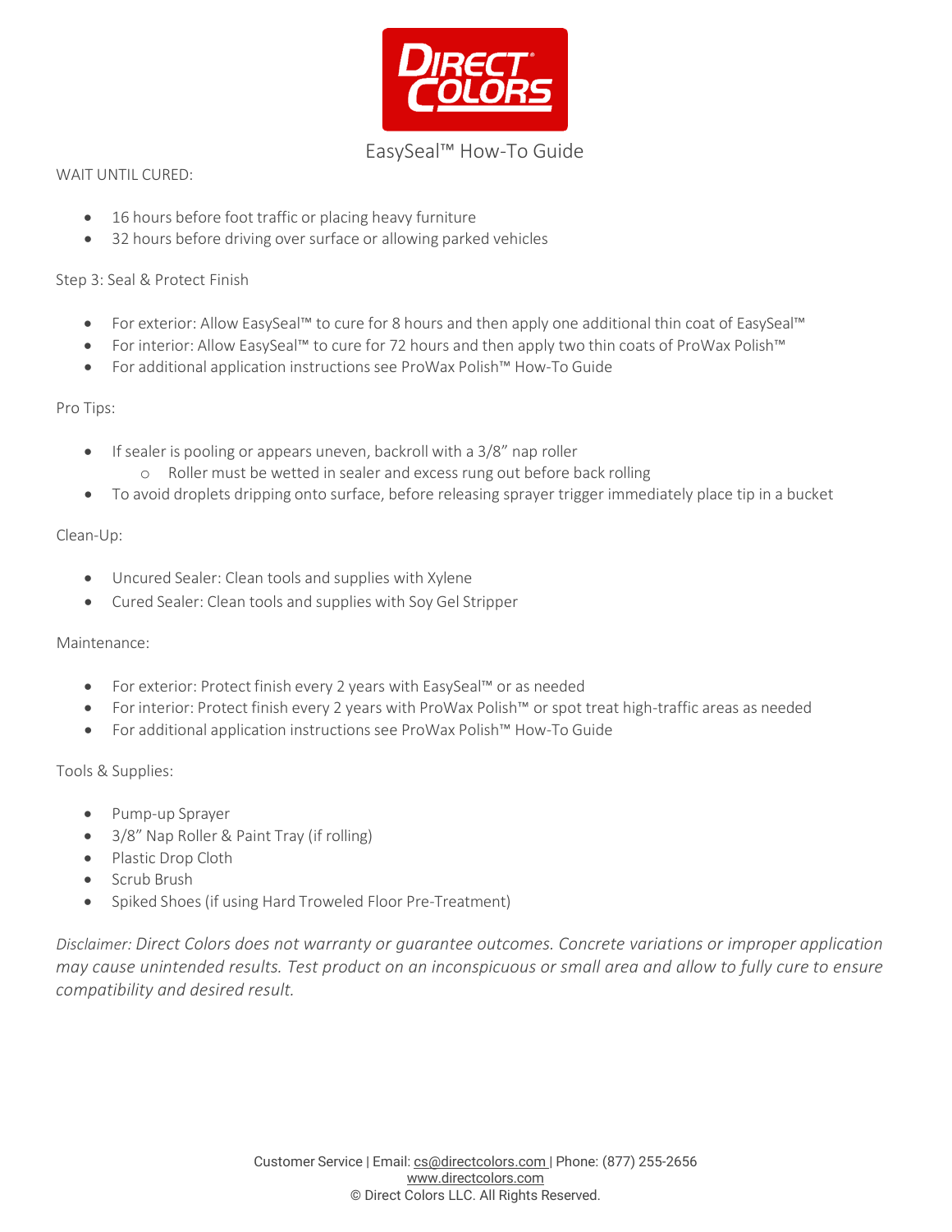EasySeal™ How-To Guide

WAIT UNTIL CURED:

- 16 hours before foot traffic or placing heavy furniture
- 32 hours before driving over surface or allowing parked vehicles

Step 3: Seal & Protect Finish

- For exterior: Allow EasySeal™ to cure for 8 hours and then apply one additional thin coat of EasySeal™
- For interior: Allow EasySeal™ to cure for 72 hours and then apply two thin coats of ProWax Polish™
- For additional application instructions see ProWax Polish™ How-To Guide

Pro Tips:

- If sealer is pooling or appears uneven, backroll with a 3/8" nap roller
  - Roller must be wetted in sealer and excess rung out before back rolling
- To avoid droplets dripping onto surface, before releasing sprayer trigger immediately place tip in a bucket

Clean-Up:

- Uncured Sealer: Clean tools and supplies with Xylene
- Cured Sealer: Clean tools and supplies with Soy Gel Stripper

Maintenance:

- For exterior: Protect finish every 2 years with EasySeal™ or as needed
- For interior: Protect finish every 2 years with ProWax Polish™ or spot treat high-traffic areas as needed
- For additional application instructions see ProWax Polish™ How-To Guide

Tools & Supplies:

- Pump-up Sprayer
- 3/8" Nap Roller & Paint Tray (if rolling)
- Plastic Drop Cloth
- Scrub Brush
- Spiked Shoes (if using Hard Troweled Floor Pre-Treatment)

*Disclaimer: Direct Colors does not warranty or guarantee outcomes. Concrete variations or improper application may cause unintended results. Test product on an inconspicuous or small area and allow to fully cure to ensure compatibility and desired result.*

Customer Service | Email: cs@directcolors.com | Phone: (877) 255-2656
www.directcolors.com
© Direct Colors LLC. All Rights Reserved.